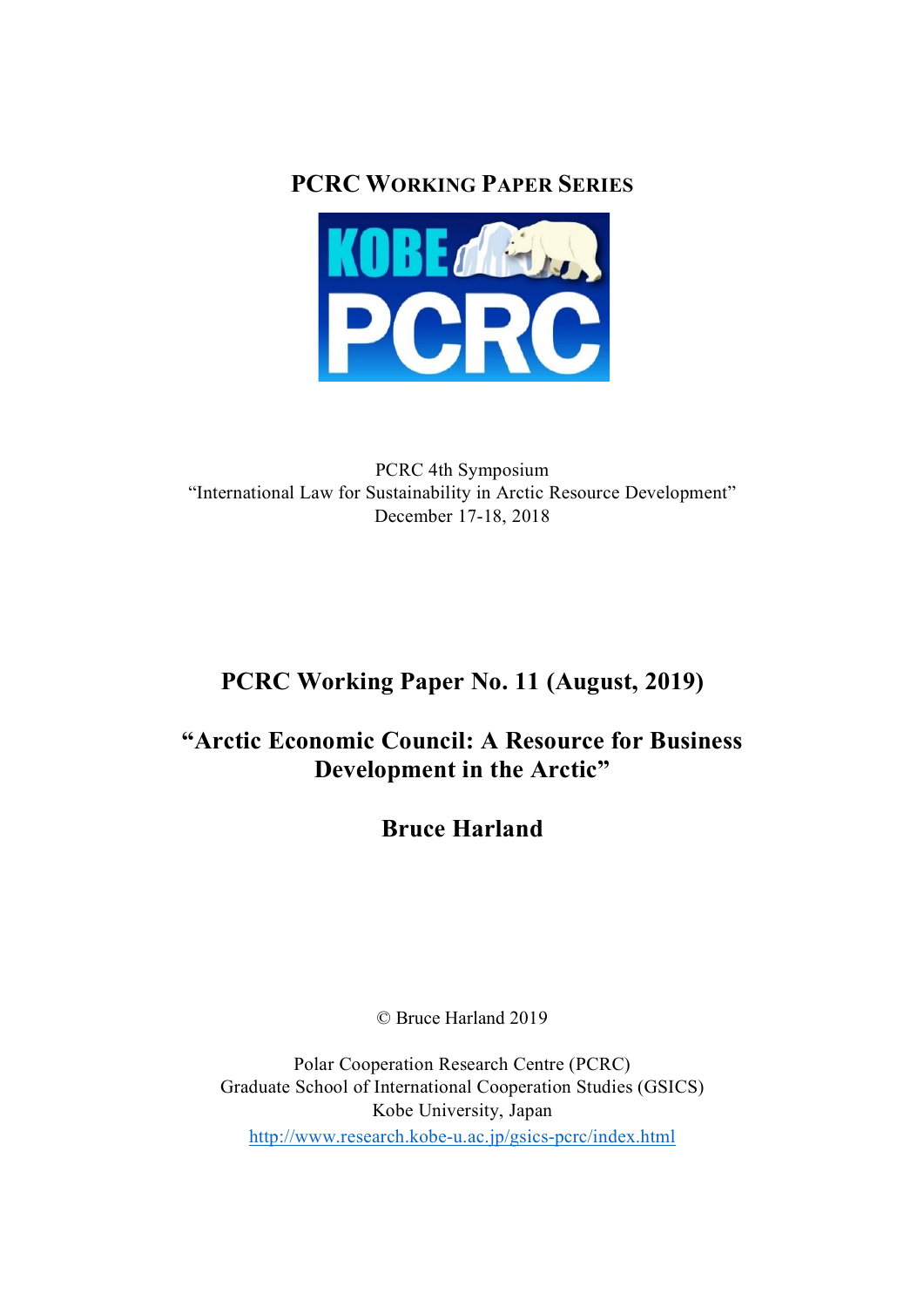**PCRC WORKING PAPER SERIES**

PCRC 4th Symposium
"International Law for Sustainability in Arctic Resource Development"
December 17-18, 2018

# PCRC Working Paper No. 11 (August, 2019)

# "Arctic Economic Council: A Resource for Business Development in the Arctic"

## Bruce Harland

© Bruce Harland 2019

Polar Cooperation Research Centre (PCRC)
Graduate School of International Cooperation Studies (GSICS)
Kobe University, Japan
http://www.research.kobe-u.ac.jp/gsics-pcrc/index.html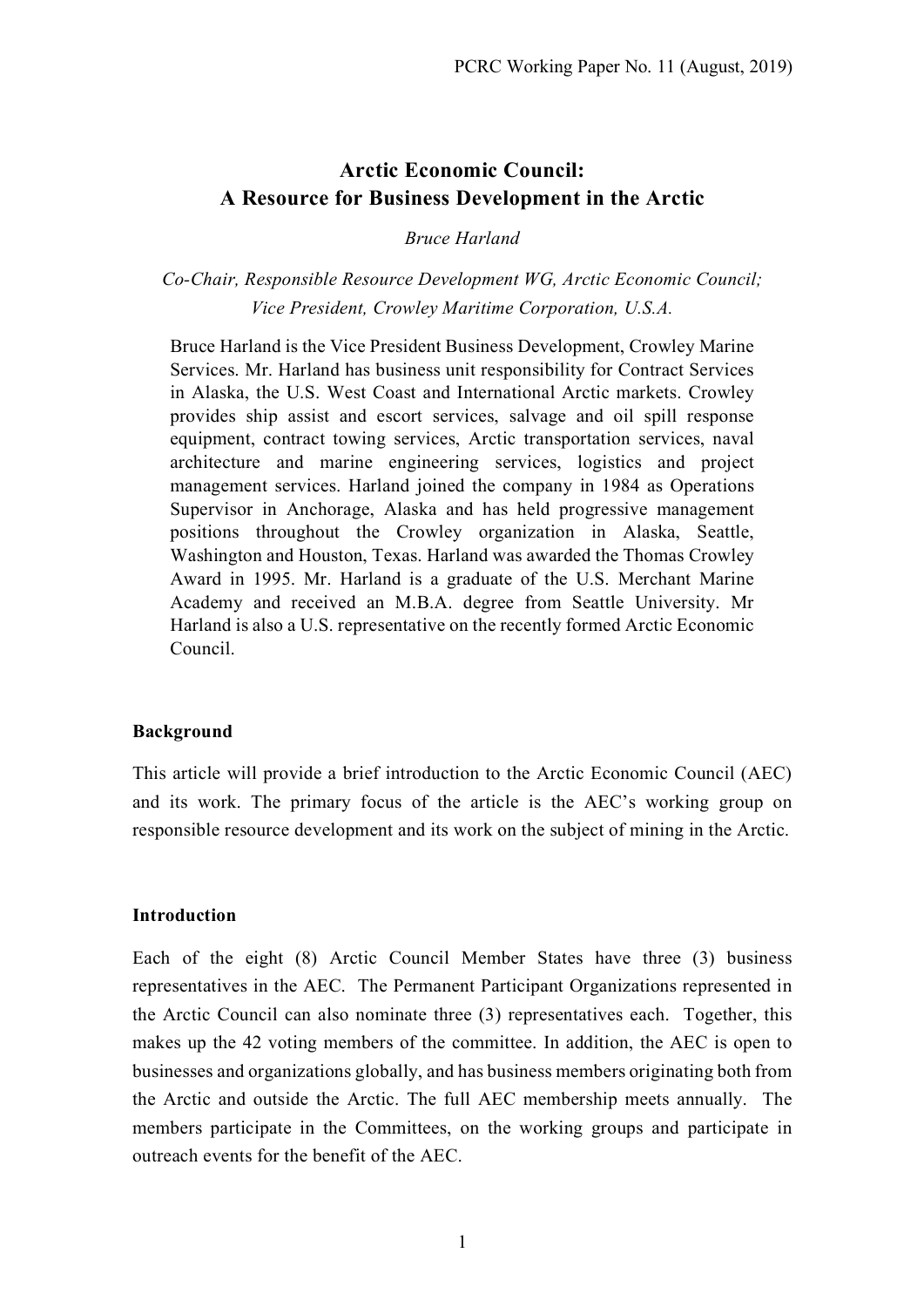# Arctic Economic Council: A Resource for Business Development in the Arctic

*Bruce Harland*

*Co-Chair, Responsible Resource Development WG, Arctic Economic Council; Vice President, Crowley Maritime Corporation, U.S.A.*

Bruce Harland is the Vice President Business Development, Crowley Marine Services. Mr. Harland has business unit responsibility for Contract Services in Alaska, the U.S. West Coast and International Arctic markets. Crowley provides ship assist and escort services, salvage and oil spill response equipment, contract towing services, Arctic transportation services, naval architecture and marine engineering services, logistics and project management services. Harland joined the company in 1984 as Operations Supervisor in Anchorage, Alaska and has held progressive management positions throughout the Crowley organization in Alaska, Seattle, Washington and Houston, Texas. Harland was awarded the Thomas Crowley Award in 1995. Mr. Harland is a graduate of the U.S. Merchant Marine Academy and received an M.B.A. degree from Seattle University. Mr Harland is also a U.S. representative on the recently formed Arctic Economic Council.

## Background

This article will provide a brief introduction to the Arctic Economic Council (AEC) and its work. The primary focus of the article is the AEC's working group on responsible resource development and its work on the subject of mining in the Arctic.

## Introduction

Each of the eight (8) Arctic Council Member States have three (3) business representatives in the AEC. The Permanent Participant Organizations represented in the Arctic Council can also nominate three (3) representatives each. Together, this makes up the 42 voting members of the committee. In addition, the AEC is open to businesses and organizations globally, and has business members originating both from the Arctic and outside the Arctic. The full AEC membership meets annually. The members participate in the Committees, on the working groups and participate in outreach events for the benefit of the AEC.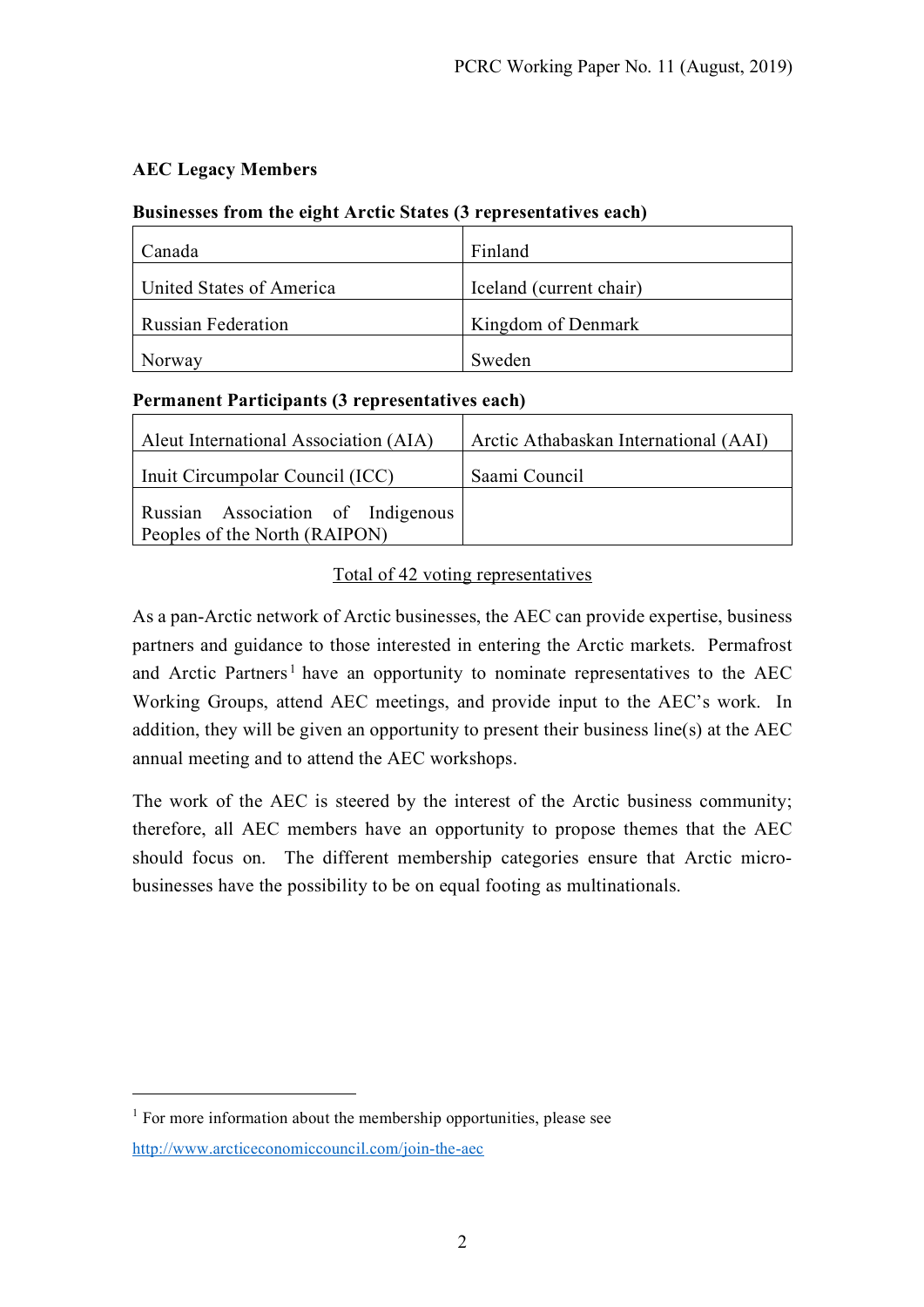**AEC Legacy Members**

**Businesses from the eight Arctic States (3 representatives each)**

| | |
|---|---|
| Canada | Finland |
| United States of America | Iceland (current chair) |
| Russian Federation | Kingdom of Denmark |
| Norway | Sweden |

**Permanent Participants (3 representatives each)**

| | |
|---|---|
| Aleut International Association (AIA) | Arctic Athabaskan International (AAI) |
| Inuit Circumpolar Council (ICC) | Saami Council |
| Russian Association of Indigenous Peoples of the North (RAIPON) | |

Total of 42 voting representatives

As a pan-Arctic network of Arctic businesses, the AEC can provide expertise, business partners and guidance to those interested in entering the Arctic markets. Permafrost and Arctic Partners[1] have an opportunity to nominate representatives to the AEC Working Groups, attend AEC meetings, and provide input to the AEC's work. In addition, they will be given an opportunity to present their business line(s) at the AEC annual meeting and to attend the AEC workshops.

The work of the AEC is steered by the interest of the Arctic business community; therefore, all AEC members have an opportunity to propose themes that the AEC should focus on. The different membership categories ensure that Arctic micro-businesses have the possibility to be on equal footing as multinationals.

---

[1] For more information about the membership opportunities, please see http://www.arcticeconomiccouncil.com/join-the-aec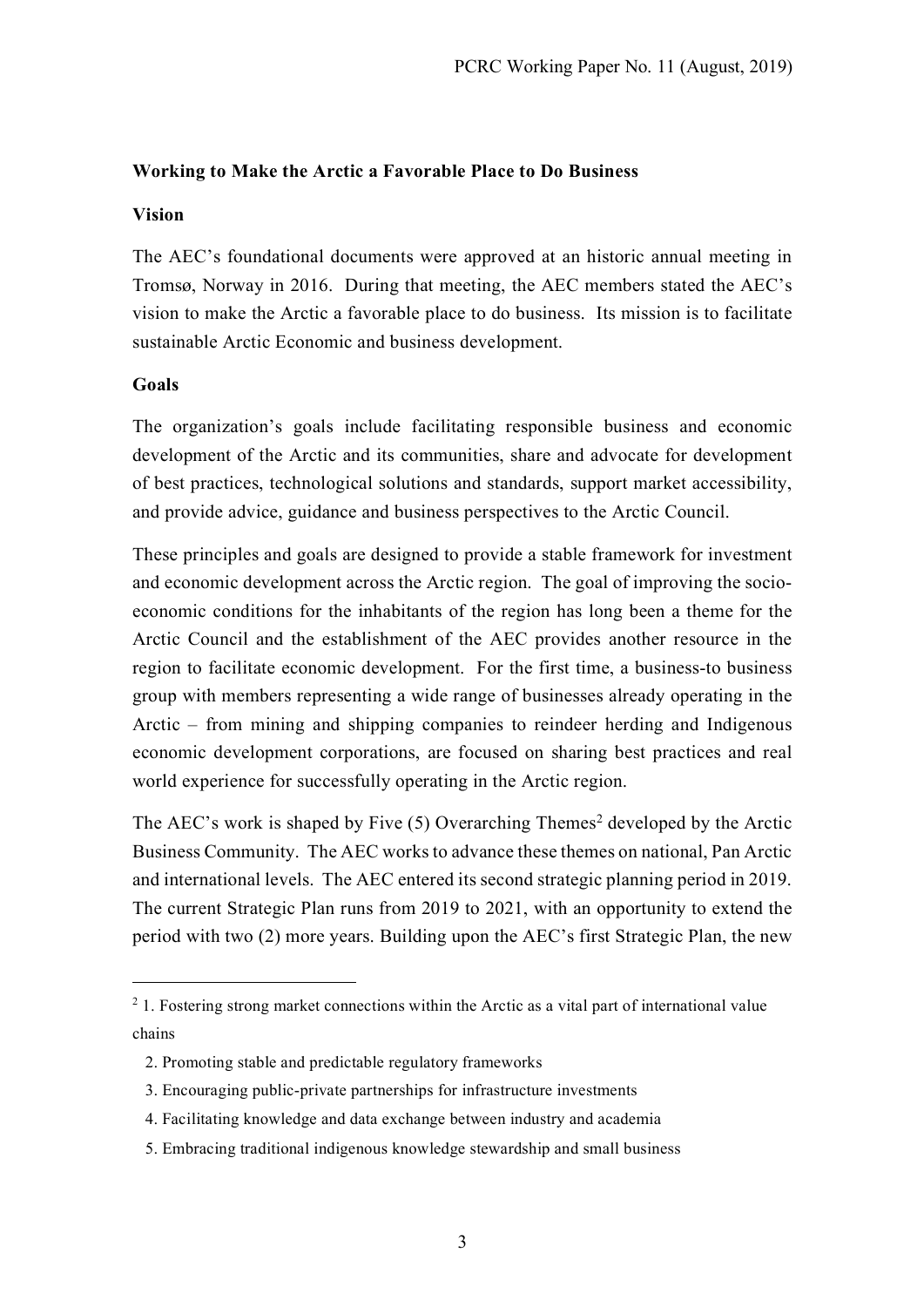**Working to Make the Arctic a Favorable Place to Do Business**

**Vision**

The AEC's foundational documents were approved at an historic annual meeting in Tromsø, Norway in 2016. During that meeting, the AEC members stated the AEC's vision to make the Arctic a favorable place to do business. Its mission is to facilitate sustainable Arctic Economic and business development.

**Goals**

The organization's goals include facilitating responsible business and economic development of the Arctic and its communities, share and advocate for development of best practices, technological solutions and standards, support market accessibility, and provide advice, guidance and business perspectives to the Arctic Council.

These principles and goals are designed to provide a stable framework for investment and economic development across the Arctic region. The goal of improving the socio-economic conditions for the inhabitants of the region has long been a theme for the Arctic Council and the establishment of the AEC provides another resource in the region to facilitate economic development. For the first time, a business-to business group with members representing a wide range of businesses already operating in the Arctic – from mining and shipping companies to reindeer herding and Indigenous economic development corporations, are focused on sharing best practices and real world experience for successfully operating in the Arctic region.

The AEC's work is shaped by Five (5) Overarching Themes[2] developed by the Arctic Business Community. The AEC works to advance these themes on national, Pan Arctic and international levels. The AEC entered its second strategic planning period in 2019. The current Strategic Plan runs from 2019 to 2021, with an opportunity to extend the period with two (2) more years. Building upon the AEC's first Strategic Plan, the new

---

[2] 1. Fostering strong market connections within the Arctic as a vital part of international value chains

2. Promoting stable and predictable regulatory frameworks
3. Encouraging public-private partnerships for infrastructure investments
4. Facilitating knowledge and data exchange between industry and academia
5. Embracing traditional indigenous knowledge stewardship and small business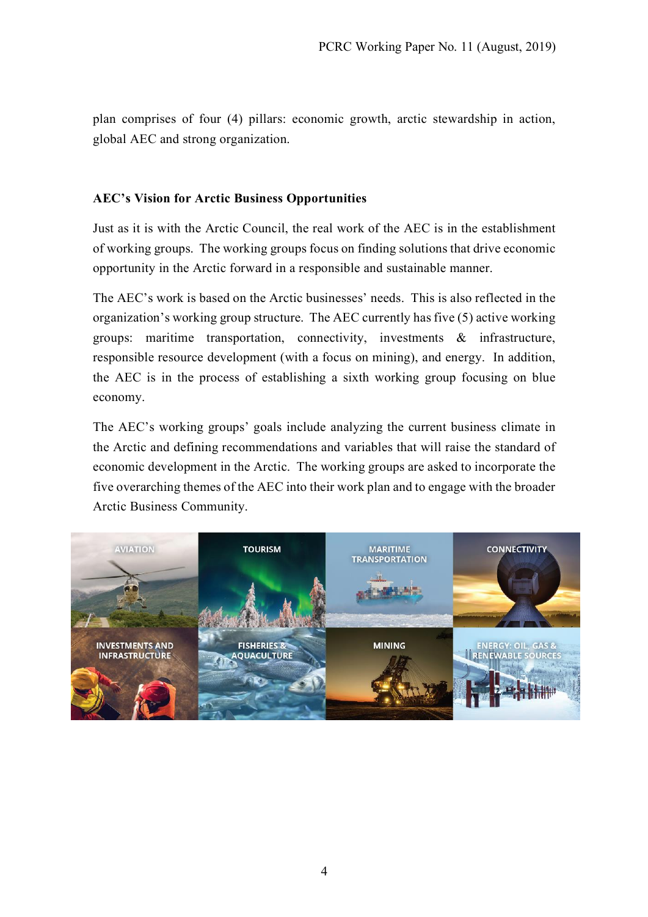plan comprises of four (4) pillars: economic growth, arctic stewardship in action, global AEC and strong organization.

**AEC's Vision for Arctic Business Opportunities**

Just as it is with the Arctic Council, the real work of the AEC is in the establishment of working groups. The working groups focus on finding solutions that drive economic opportunity in the Arctic forward in a responsible and sustainable manner.

The AEC's work is based on the Arctic businesses' needs. This is also reflected in the organization's working group structure. The AEC currently has five (5) active working groups: maritime transportation, connectivity, investments & infrastructure, responsible resource development (with a focus on mining), and energy. In addition, the AEC is in the process of establishing a sixth working group focusing on blue economy.

The AEC's working groups' goals include analyzing the current business climate in the Arctic and defining recommendations and variables that will raise the standard of economic development in the Arctic. The working groups are asked to incorporate the five overarching themes of the AEC into their work plan and to engage with the broader Arctic Business Community.

AVIATION | TOURISM | MARITIME TRANSPORTATION | CONNECTIVITY | INVESTMENTS AND INFRASTRUCTURE | FISHERIES & AQUACULTURE | MINING | ENERGY: OIL, GAS & RENEWABLE SOURCES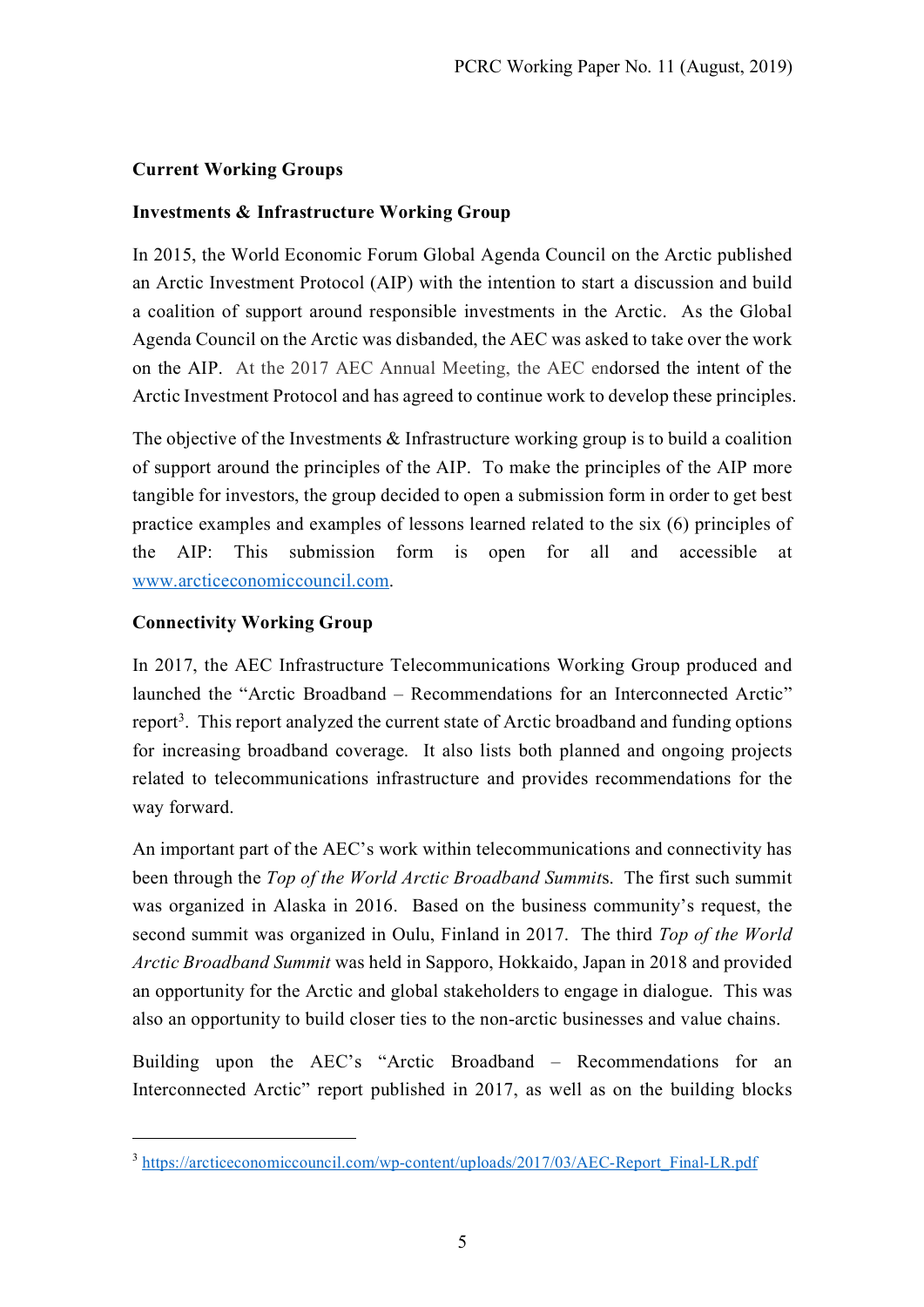**Current Working Groups**

**Investments & Infrastructure Working Group**

In 2015, the World Economic Forum Global Agenda Council on the Arctic published an Arctic Investment Protocol (AIP) with the intention to start a discussion and build a coalition of support around responsible investments in the Arctic. As the Global Agenda Council on the Arctic was disbanded, the AEC was asked to take over the work on the AIP. At the 2017 AEC Annual Meeting, the AEC endorsed the intent of the Arctic Investment Protocol and has agreed to continue work to develop these principles.

The objective of the Investments & Infrastructure working group is to build a coalition of support around the principles of the AIP. To make the principles of the AIP more tangible for investors, the group decided to open a submission form in order to get best practice examples and examples of lessons learned related to the six (6) principles of the AIP: This submission form is open for all and accessible at www.arcticeconomiccouncil.com.

**Connectivity Working Group**

In 2017, the AEC Infrastructure Telecommunications Working Group produced and launched the "Arctic Broadband – Recommendations for an Interconnected Arctic" report[3]. This report analyzed the current state of Arctic broadband and funding options for increasing broadband coverage. It also lists both planned and ongoing projects related to telecommunications infrastructure and provides recommendations for the way forward.

An important part of the AEC's work within telecommunications and connectivity has been through the *Top of the World Arctic Broadband Summit*s. The first such summit was organized in Alaska in 2016. Based on the business community's request, the second summit was organized in Oulu, Finland in 2017. The third *Top of the World Arctic Broadband Summit* was held in Sapporo, Hokkaido, Japan in 2018 and provided an opportunity for the Arctic and global stakeholders to engage in dialogue. This was also an opportunity to build closer ties to the non-arctic businesses and value chains.

Building upon the AEC's "Arctic Broadband – Recommendations for an Interconnected Arctic" report published in 2017, as well as on the building blocks

[3] https://arcticeconomiccouncil.com/wp-content/uploads/2017/03/AEC-Report_Final-LR.pdf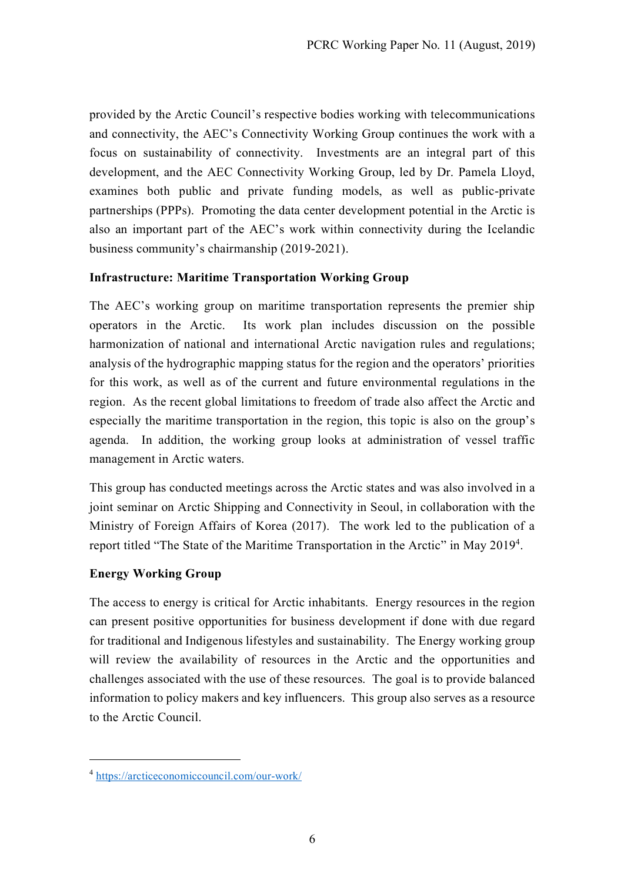provided by the Arctic Council's respective bodies working with telecommunications and connectivity, the AEC's Connectivity Working Group continues the work with a focus on sustainability of connectivity. Investments are an integral part of this development, and the AEC Connectivity Working Group, led by Dr. Pamela Lloyd, examines both public and private funding models, as well as public-private partnerships (PPPs). Promoting the data center development potential in the Arctic is also an important part of the AEC's work within connectivity during the Icelandic business community's chairmanship (2019-2021).

**Infrastructure: Maritime Transportation Working Group**

The AEC's working group on maritime transportation represents the premier ship operators in the Arctic. Its work plan includes discussion on the possible harmonization of national and international Arctic navigation rules and regulations; analysis of the hydrographic mapping status for the region and the operators' priorities for this work, as well as of the current and future environmental regulations in the region. As the recent global limitations to freedom of trade also affect the Arctic and especially the maritime transportation in the region, this topic is also on the group's agenda. In addition, the working group looks at administration of vessel traffic management in Arctic waters.

This group has conducted meetings across the Arctic states and was also involved in a joint seminar on Arctic Shipping and Connectivity in Seoul, in collaboration with the Ministry of Foreign Affairs of Korea (2017). The work led to the publication of a report titled "The State of the Maritime Transportation in the Arctic" in May 2019[4].

**Energy Working Group**

The access to energy is critical for Arctic inhabitants. Energy resources in the region can present positive opportunities for business development if done with due regard for traditional and Indigenous lifestyles and sustainability. The Energy working group will review the availability of resources in the Arctic and the opportunities and challenges associated with the use of these resources. The goal is to provide balanced information to policy makers and key influencers. This group also serves as a resource to the Arctic Council.

---

[4] https://arcticeconomiccouncil.com/our-work/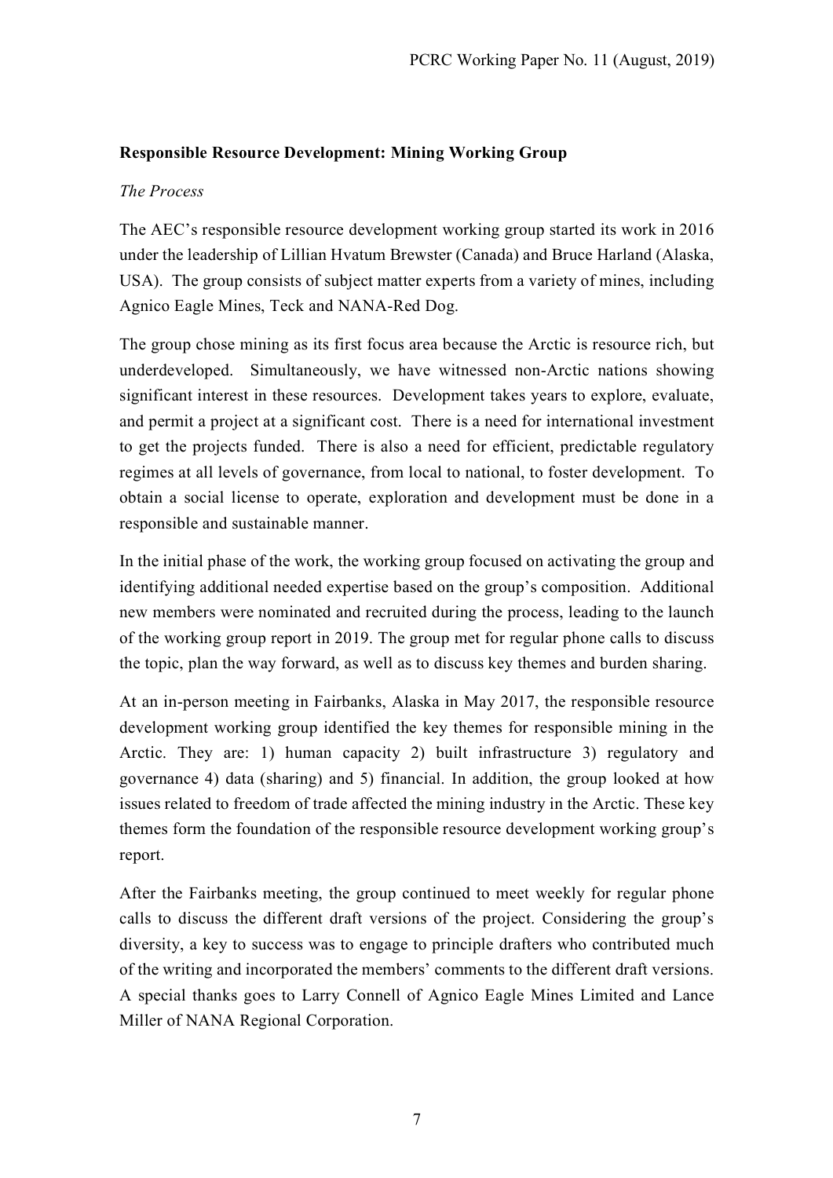**Responsible Resource Development: Mining Working Group**

*The Process*

The AEC's responsible resource development working group started its work in 2016 under the leadership of Lillian Hvatum Brewster (Canada) and Bruce Harland (Alaska, USA). The group consists of subject matter experts from a variety of mines, including Agnico Eagle Mines, Teck and NANA-Red Dog.

The group chose mining as its first focus area because the Arctic is resource rich, but underdeveloped. Simultaneously, we have witnessed non-Arctic nations showing significant interest in these resources. Development takes years to explore, evaluate, and permit a project at a significant cost. There is a need for international investment to get the projects funded. There is also a need for efficient, predictable regulatory regimes at all levels of governance, from local to national, to foster development. To obtain a social license to operate, exploration and development must be done in a responsible and sustainable manner.

In the initial phase of the work, the working group focused on activating the group and identifying additional needed expertise based on the group's composition. Additional new members were nominated and recruited during the process, leading to the launch of the working group report in 2019. The group met for regular phone calls to discuss the topic, plan the way forward, as well as to discuss key themes and burden sharing.

At an in-person meeting in Fairbanks, Alaska in May 2017, the responsible resource development working group identified the key themes for responsible mining in the Arctic. They are: 1) human capacity 2) built infrastructure 3) regulatory and governance 4) data (sharing) and 5) financial. In addition, the group looked at how issues related to freedom of trade affected the mining industry in the Arctic. These key themes form the foundation of the responsible resource development working group's report.

After the Fairbanks meeting, the group continued to meet weekly for regular phone calls to discuss the different draft versions of the project. Considering the group's diversity, a key to success was to engage to principle drafters who contributed much of the writing and incorporated the members' comments to the different draft versions. A special thanks goes to Larry Connell of Agnico Eagle Mines Limited and Lance Miller of NANA Regional Corporation.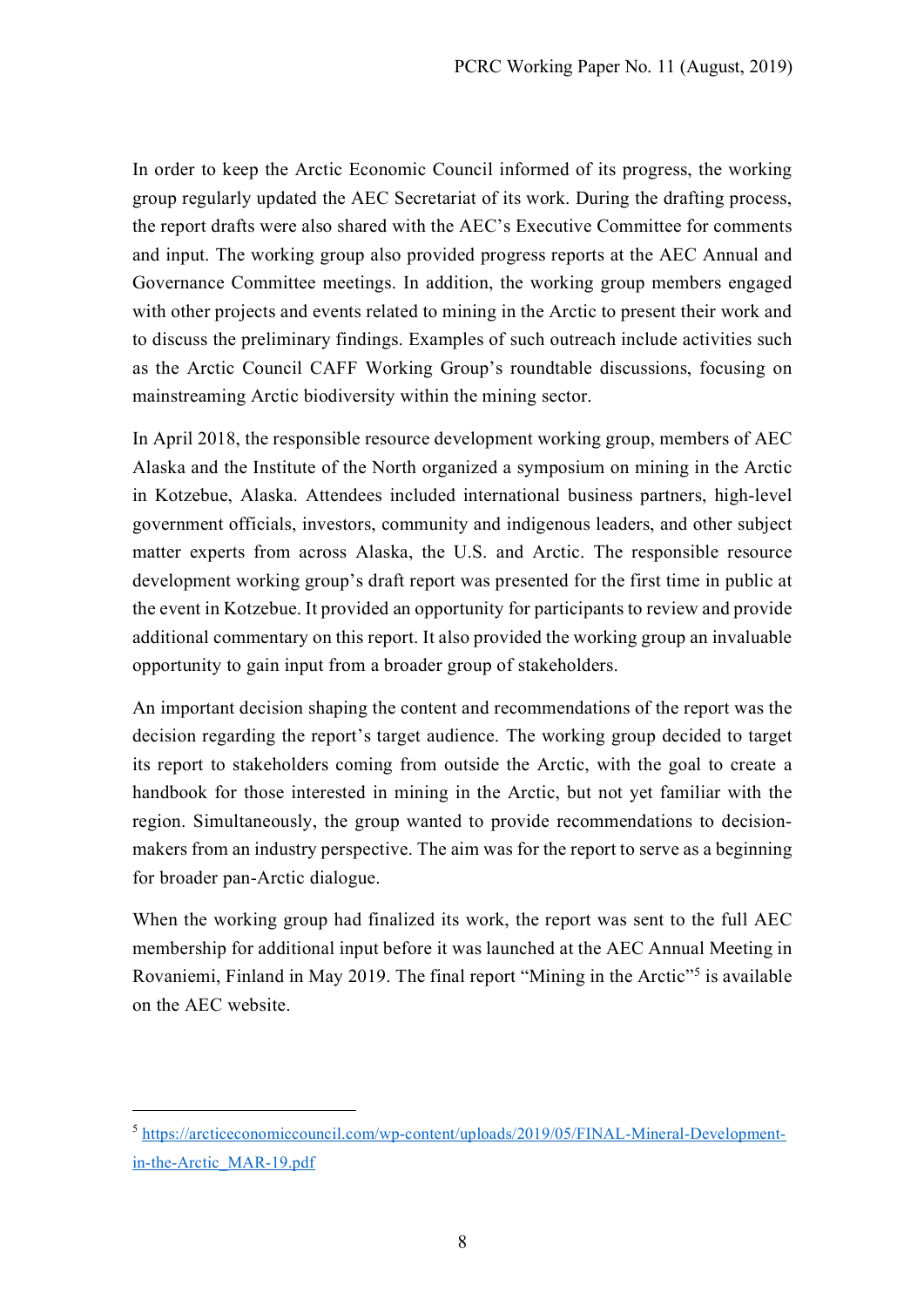In order to keep the Arctic Economic Council informed of its progress, the working group regularly updated the AEC Secretariat of its work. During the drafting process, the report drafts were also shared with the AEC's Executive Committee for comments and input. The working group also provided progress reports at the AEC Annual and Governance Committee meetings. In addition, the working group members engaged with other projects and events related to mining in the Arctic to present their work and to discuss the preliminary findings. Examples of such outreach include activities such as the Arctic Council CAFF Working Group's roundtable discussions, focusing on mainstreaming Arctic biodiversity within the mining sector.

In April 2018, the responsible resource development working group, members of AEC Alaska and the Institute of the North organized a symposium on mining in the Arctic in Kotzebue, Alaska. Attendees included international business partners, high-level government officials, investors, community and indigenous leaders, and other subject matter experts from across Alaska, the U.S. and Arctic. The responsible resource development working group's draft report was presented for the first time in public at the event in Kotzebue. It provided an opportunity for participants to review and provide additional commentary on this report. It also provided the working group an invaluable opportunity to gain input from a broader group of stakeholders.

An important decision shaping the content and recommendations of the report was the decision regarding the report's target audience. The working group decided to target its report to stakeholders coming from outside the Arctic, with the goal to create a handbook for those interested in mining in the Arctic, but not yet familiar with the region. Simultaneously, the group wanted to provide recommendations to decision-makers from an industry perspective. The aim was for the report to serve as a beginning for broader pan-Arctic dialogue.

When the working group had finalized its work, the report was sent to the full AEC membership for additional input before it was launched at the AEC Annual Meeting in Rovaniemi, Finland in May 2019. The final report "Mining in the Arctic"[5] is available on the AEC website.

---

[5] https://arcticeconomiccouncil.com/wp-content/uploads/2019/05/FINAL-Mineral-Development-in-the-Arctic_MAR-19.pdf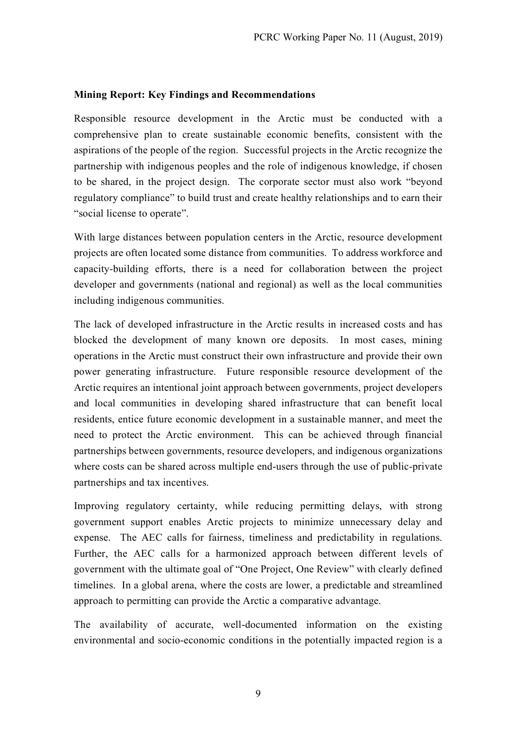**Mining Report: Key Findings and Recommendations**

Responsible resource development in the Arctic must be conducted with a comprehensive plan to create sustainable economic benefits, consistent with the aspirations of the people of the region. Successful projects in the Arctic recognize the partnership with indigenous peoples and the role of indigenous knowledge, if chosen to be shared, in the project design. The corporate sector must also work "beyond regulatory compliance" to build trust and create healthy relationships and to earn their "social license to operate".

With large distances between population centers in the Arctic, resource development projects are often located some distance from communities. To address workforce and capacity-building efforts, there is a need for collaboration between the project developer and governments (national and regional) as well as the local communities including indigenous communities.

The lack of developed infrastructure in the Arctic results in increased costs and has blocked the development of many known ore deposits. In most cases, mining operations in the Arctic must construct their own infrastructure and provide their own power generating infrastructure. Future responsible resource development of the Arctic requires an intentional joint approach between governments, project developers and local communities in developing shared infrastructure that can benefit local residents, entice future economic development in a sustainable manner, and meet the need to protect the Arctic environment. This can be achieved through financial partnerships between governments, resource developers, and indigenous organizations where costs can be shared across multiple end-users through the use of public-private partnerships and tax incentives.

Improving regulatory certainty, while reducing permitting delays, with strong government support enables Arctic projects to minimize unnecessary delay and expense. The AEC calls for fairness, timeliness and predictability in regulations. Further, the AEC calls for a harmonized approach between different levels of government with the ultimate goal of "One Project, One Review" with clearly defined timelines. In a global arena, where the costs are lower, a predictable and streamlined approach to permitting can provide the Arctic a comparative advantage.

The availability of accurate, well-documented information on the existing environmental and socio-economic conditions in the potentially impacted region is a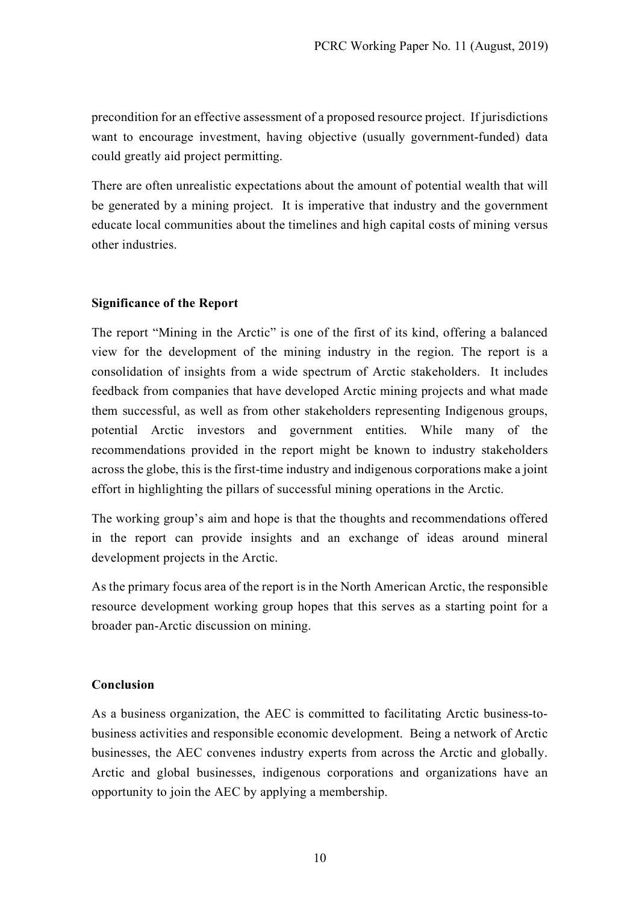precondition for an effective assessment of a proposed resource project. If jurisdictions want to encourage investment, having objective (usually government-funded) data could greatly aid project permitting.

There are often unrealistic expectations about the amount of potential wealth that will be generated by a mining project. It is imperative that industry and the government educate local communities about the timelines and high capital costs of mining versus other industries.

**Significance of the Report**

The report "Mining in the Arctic" is one of the first of its kind, offering a balanced view for the development of the mining industry in the region. The report is a consolidation of insights from a wide spectrum of Arctic stakeholders. It includes feedback from companies that have developed Arctic mining projects and what made them successful, as well as from other stakeholders representing Indigenous groups, potential Arctic investors and government entities. While many of the recommendations provided in the report might be known to industry stakeholders across the globe, this is the first-time industry and indigenous corporations make a joint effort in highlighting the pillars of successful mining operations in the Arctic.

The working group's aim and hope is that the thoughts and recommendations offered in the report can provide insights and an exchange of ideas around mineral development projects in the Arctic.

As the primary focus area of the report is in the North American Arctic, the responsible resource development working group hopes that this serves as a starting point for a broader pan-Arctic discussion on mining.

**Conclusion**

As a business organization, the AEC is committed to facilitating Arctic business-to-business activities and responsible economic development. Being a network of Arctic businesses, the AEC convenes industry experts from across the Arctic and globally. Arctic and global businesses, indigenous corporations and organizations have an opportunity to join the AEC by applying a membership.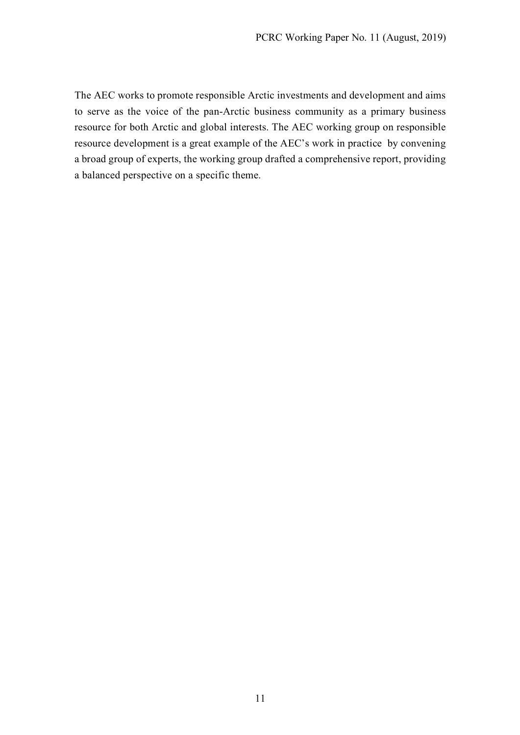The AEC works to promote responsible Arctic investments and development and aims to serve as the voice of the pan-Arctic business community as a primary business resource for both Arctic and global interests. The AEC working group on responsible resource development is a great example of the AEC's work in practice by convening a broad group of experts, the working group drafted a comprehensive report, providing a balanced perspective on a specific theme.